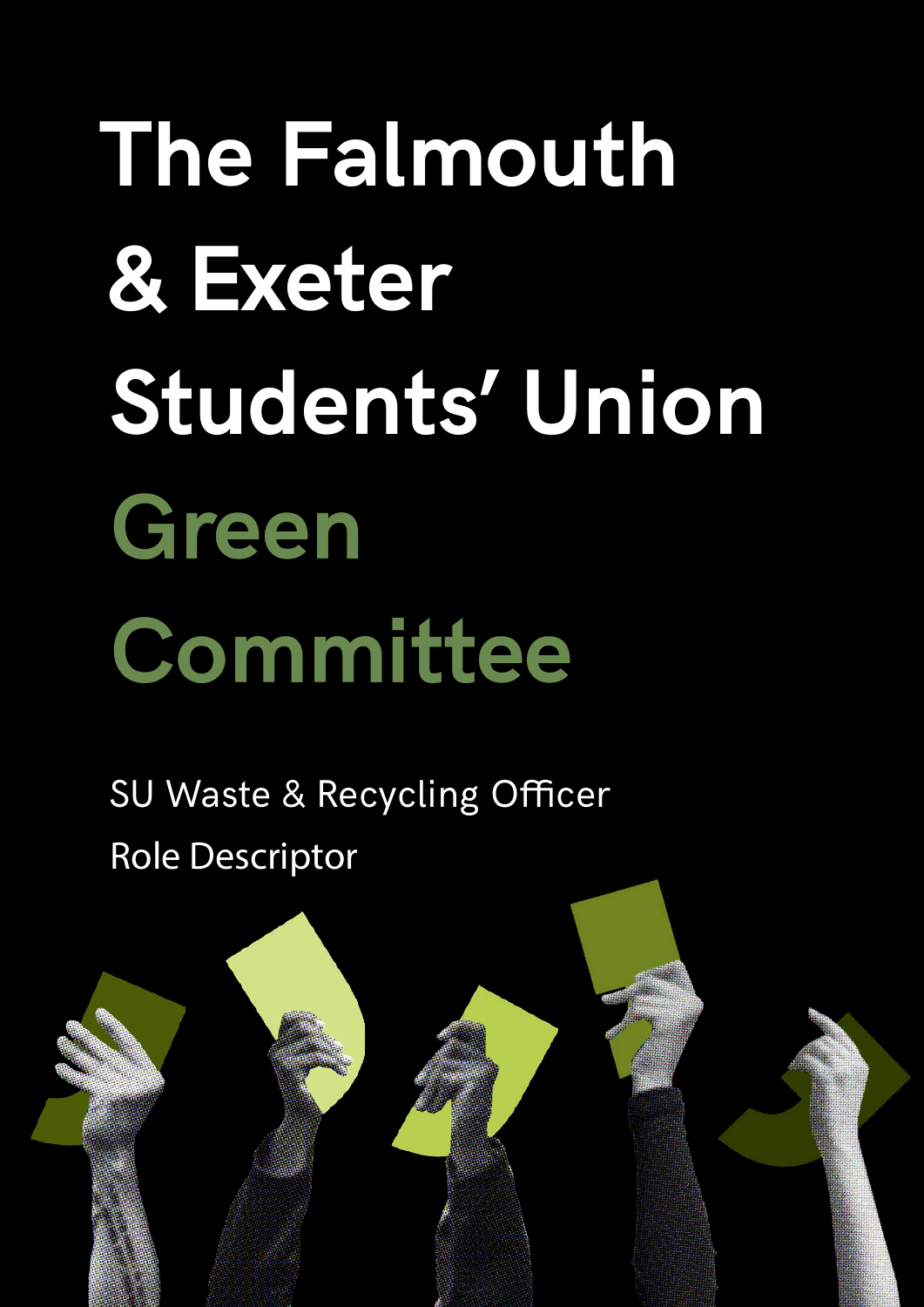# The Falmouth & Exeter Students' Union Green Committee

SU Waste & Recycling Officer

Role Descriptor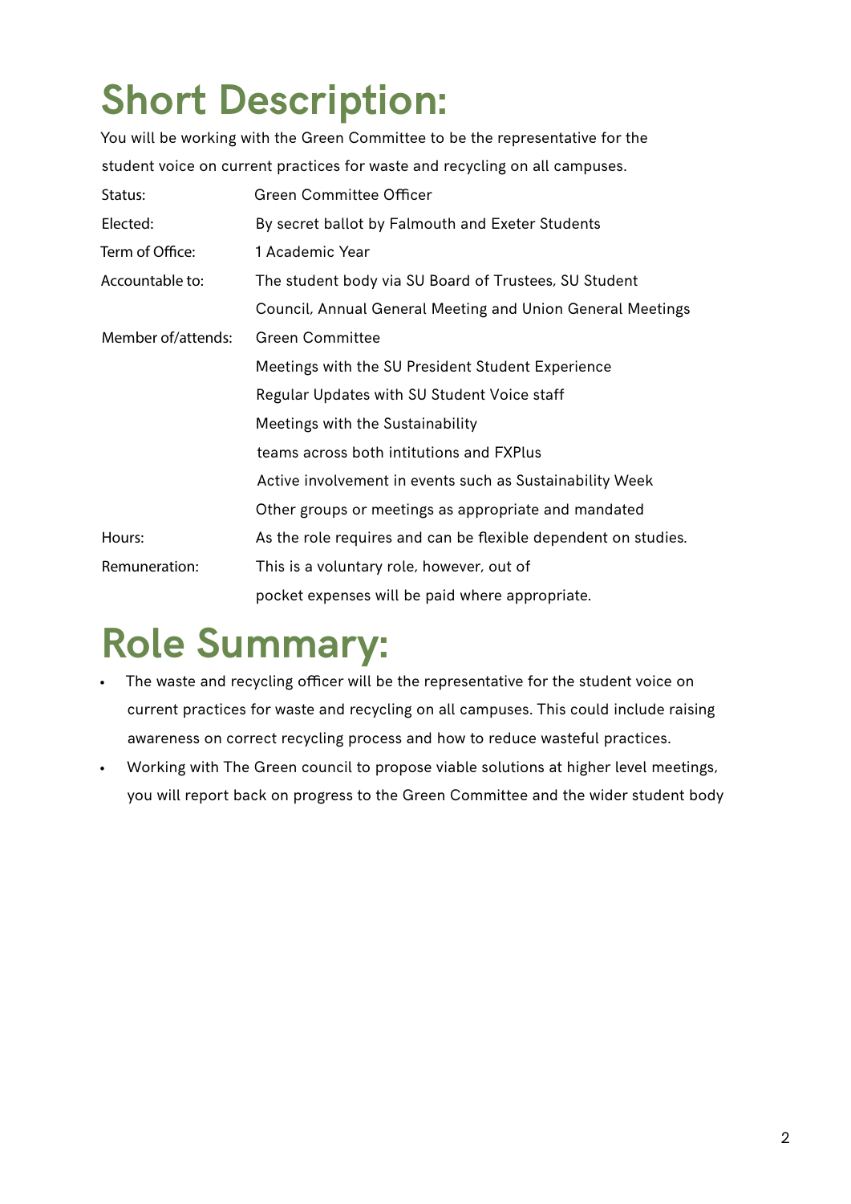# Short Description:

You will be working with the Green Committee to be the representative for the student voice on current practices for waste and recycling on all campuses.

| | |
|---|---|
| Status: | Green Committee Officer |
| Elected: | By secret ballot by Falmouth and Exeter Students |
| Term of Office: | 1 Academic Year |
| Accountable to: | The student body via SU Board of Trustees, SU Student Council, Annual General Meeting and Union General Meetings |
| Member of/attends: | Green Committee<br>Meetings with the SU President Student Experience<br>Regular Updates with SU Student Voice staff<br>Meetings with the Sustainability teams across both intitutions and FXPlus<br>Active involvement in events such as Sustainability Week<br>Other groups or meetings as appropriate and mandated |
| Hours: | As the role requires and can be flexible dependent on studies. |
| Remuneration: | This is a voluntary role, however, out of pocket expenses will be paid where appropriate. |

# Role Summary:

- The waste and recycling officer will be the representative for the student voice on current practices for waste and recycling on all campuses. This could include raising awareness on correct recycling process and how to reduce wasteful practices.
- Working with The Green council to propose viable solutions at higher level meetings, you will report back on progress to the Green Committee and the wider student body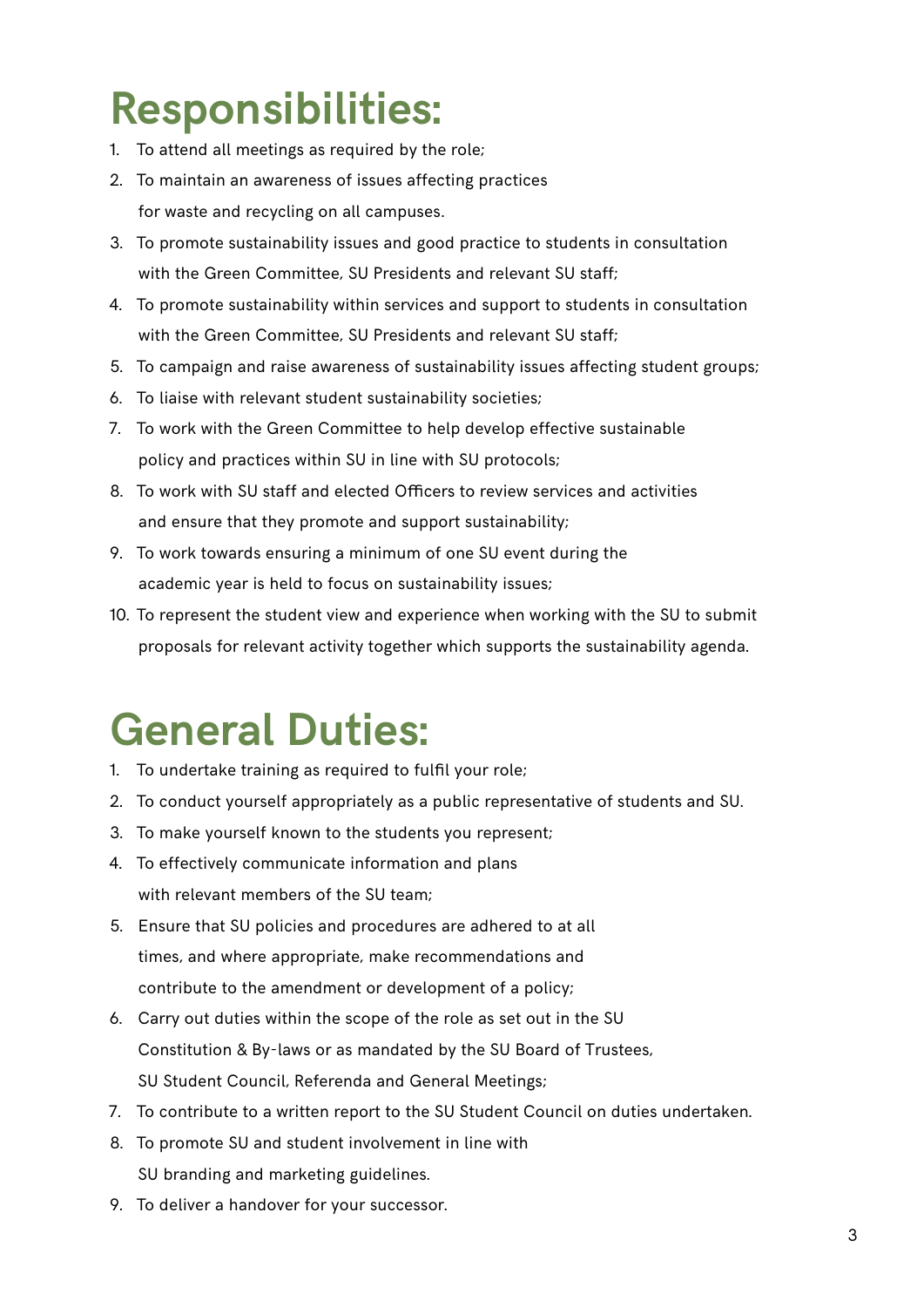# Responsibilities:

1. To attend all meetings as required by the role;
2. To maintain an awareness of issues affecting practices for waste and recycling on all campuses.
3. To promote sustainability issues and good practice to students in consultation with the Green Committee, SU Presidents and relevant SU staff;
4. To promote sustainability within services and support to students in consultation with the Green Committee, SU Presidents and relevant SU staff;
5. To campaign and raise awareness of sustainability issues affecting student groups;
6. To liaise with relevant student sustainability societies;
7. To work with the Green Committee to help develop effective sustainable policy and practices within SU in line with SU protocols;
8. To work with SU staff and elected Officers to review services and activities and ensure that they promote and support sustainability;
9. To work towards ensuring a minimum of one SU event during the academic year is held to focus on sustainability issues;
10. To represent the student view and experience when working with the SU to submit proposals for relevant activity together which supports the sustainability agenda.

# General Duties:

1. To undertake training as required to fulfil your role;
2. To conduct yourself appropriately as a public representative of students and SU.
3. To make yourself known to the students you represent;
4. To effectively communicate information and plans with relevant members of the SU team;
5. Ensure that SU policies and procedures are adhered to at all times, and where appropriate, make recommendations and contribute to the amendment or development of a policy;
6. Carry out duties within the scope of the role as set out in the SU Constitution & By-laws or as mandated by the SU Board of Trustees, SU Student Council, Referenda and General Meetings;
7. To contribute to a written report to the SU Student Council on duties undertaken.
8. To promote SU and student involvement in line with SU branding and marketing guidelines.
9. To deliver a handover for your successor.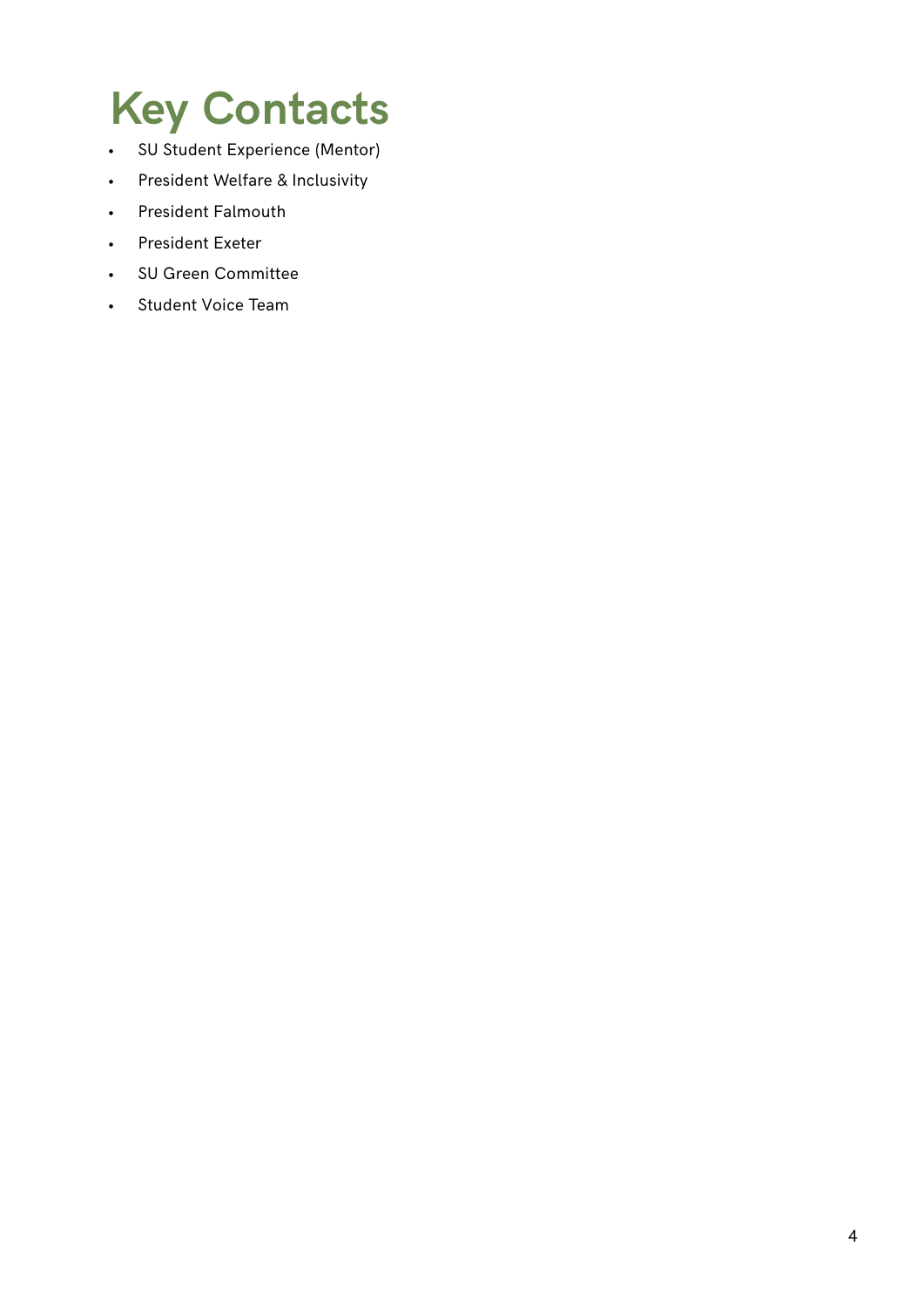# Key Contacts

- SU Student Experience (Mentor)
- President Welfare & Inclusivity
- President Falmouth
- President Exeter
- SU Green Committee
- Student Voice Team